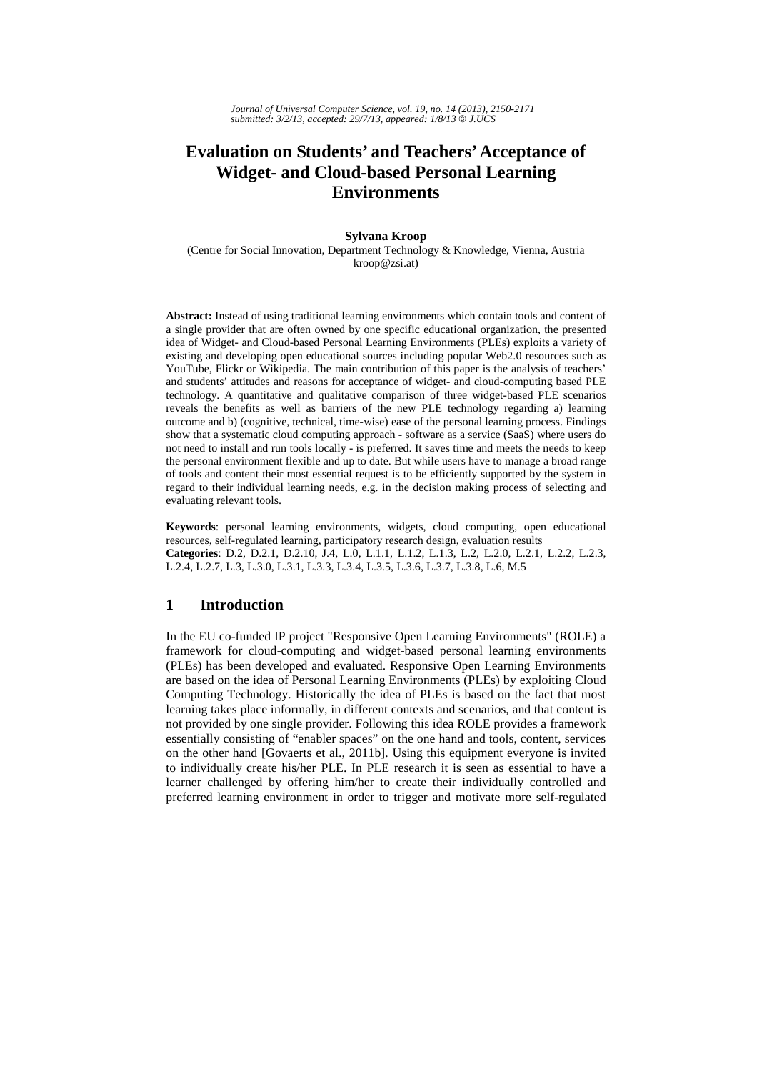# Evaluation on Students' and Teachers' Acceptance of Widget- and Cloud-based Personal Learning Environments

**Sylvana Kroop**

(Centre for Social Innovation, Department Technology & Knowledge, Vienna, Austria
kroop@zsi.at)

**Abstract:** Instead of using traditional learning environments which contain tools and content of a single provider that are often owned by one specific educational organization, the presented idea of Widget- and Cloud-based Personal Learning Environments (PLEs) exploits a variety of existing and developing open educational sources including popular Web2.0 resources such as YouTube, Flickr or Wikipedia. The main contribution of this paper is the analysis of teachers' and students' attitudes and reasons for acceptance of widget- and cloud-computing based PLE technology. A quantitative and qualitative comparison of three widget-based PLE scenarios reveals the benefits as well as barriers of the new PLE technology regarding a) learning outcome and b) (cognitive, technical, time-wise) ease of the personal learning process. Findings show that a systematic cloud computing approach - software as a service (SaaS) where users do not need to install and run tools locally - is preferred. It saves time and meets the needs to keep the personal environment flexible and up to date. But while users have to manage a broad range of tools and content their most essential request is to be efficiently supported by the system in regard to their individual learning needs, e.g. in the decision making process of selecting and evaluating relevant tools.

**Keywords**: personal learning environments, widgets, cloud computing, open educational resources, self-regulated learning, participatory research design, evaluation results

**Categories**: D.2, D.2.1, D.2.10, J.4, L.0, L.1.1, L.1.2, L.1.3, L.2, L.2.0, L.2.1, L.2.2, L.2.3, L.2.4, L.2.7, L.3, L.3.0, L.3.1, L.3.3, L.3.4, L.3.5, L.3.6, L.3.7, L.3.8, L.6, M.5

## 1 Introduction

In the EU co-funded IP project "Responsive Open Learning Environments" (ROLE) a framework for cloud-computing and widget-based personal learning environments (PLEs) has been developed and evaluated. Responsive Open Learning Environments are based on the idea of Personal Learning Environments (PLEs) by exploiting Cloud Computing Technology. Historically the idea of PLEs is based on the fact that most learning takes place informally, in different contexts and scenarios, and that content is not provided by one single provider. Following this idea ROLE provides a framework essentially consisting of "enabler spaces" on the one hand and tools, content, services on the other hand [Govaerts et al., 2011b]. Using this equipment everyone is invited to individually create his/her PLE. In PLE research it is seen as essential to have a learner challenged by offering him/her to create their individually controlled and preferred learning environment in order to trigger and motivate more self-regulated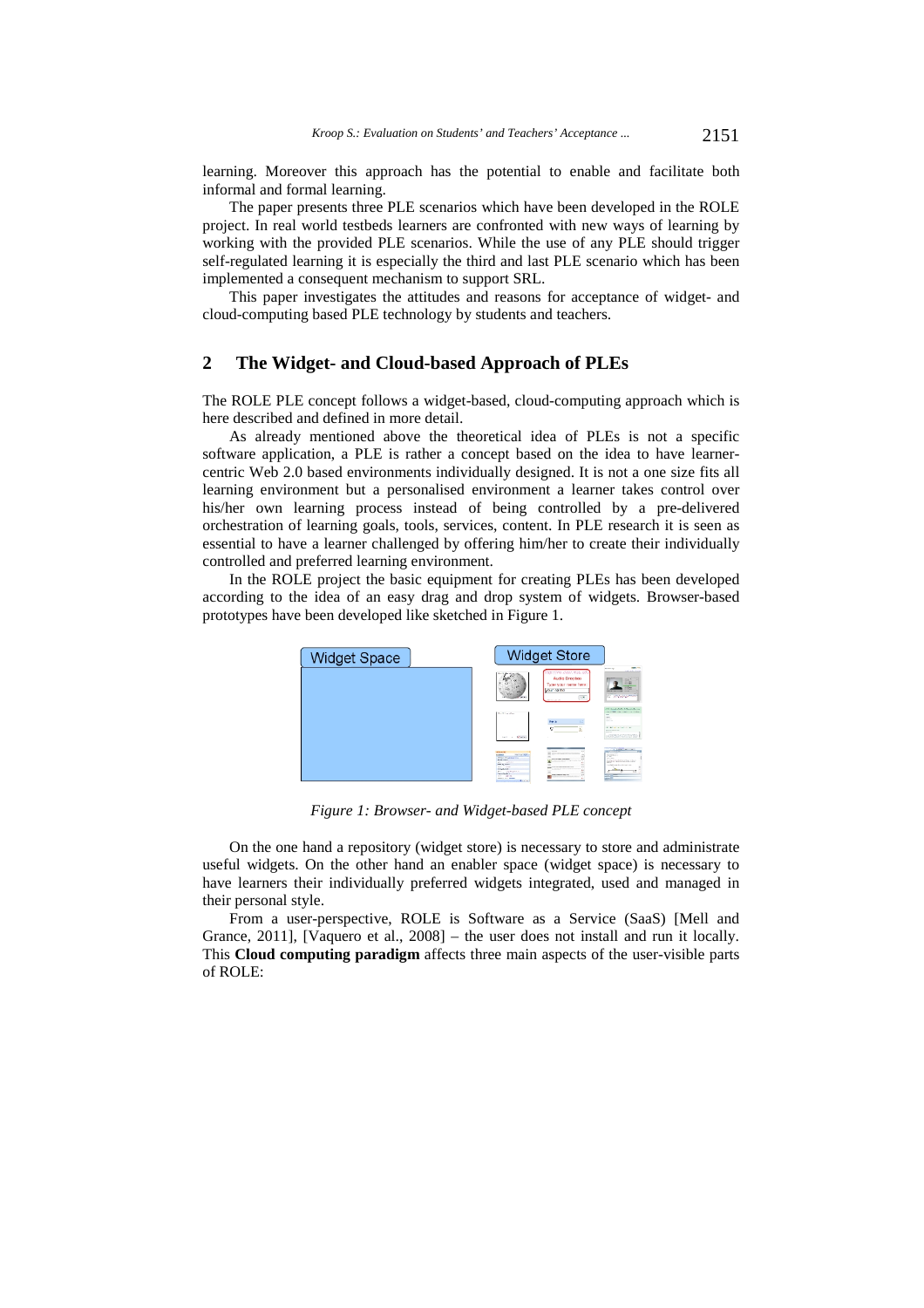learning. Moreover this approach has the potential to enable and facilitate both informal and formal learning.

The paper presents three PLE scenarios which have been developed in the ROLE project. In real world testbeds learners are confronted with new ways of learning by working with the provided PLE scenarios. While the use of any PLE should trigger self-regulated learning it is especially the third and last PLE scenario which has been implemented a consequent mechanism to support SRL.

This paper investigates the attitudes and reasons for acceptance of widget- and cloud-computing based PLE technology by students and teachers.

## 2 The Widget- and Cloud-based Approach of PLEs

The ROLE PLE concept follows a widget-based, cloud-computing approach which is here described and defined in more detail.

As already mentioned above the theoretical idea of PLEs is not a specific software application, a PLE is rather a concept based on the idea to have learner-centric Web 2.0 based environments individually designed. It is not a one size fits all learning environment but a personalised environment a learner takes control over his/her own learning process instead of being controlled by a pre-delivered orchestration of learning goals, tools, services, content. In PLE research it is seen as essential to have a learner challenged by offering him/her to create their individually controlled and preferred learning environment.

In the ROLE project the basic equipment for creating PLEs has been developed according to the idea of an easy drag and drop system of widgets. Browser-based prototypes have been developed like sketched in Figure 1.

*Figure 1: Browser- and Widget-based PLE concept*

On the one hand a repository (widget store) is necessary to store and administrate useful widgets. On the other hand an enabler space (widget space) is necessary to have learners their individually preferred widgets integrated, used and managed in their personal style.

From a user-perspective, ROLE is Software as a Service (SaaS) [Mell and Grance, 2011], [Vaquero et al., 2008] – the user does not install and run it locally. This **Cloud computing paradigm** affects three main aspects of the user-visible parts of ROLE: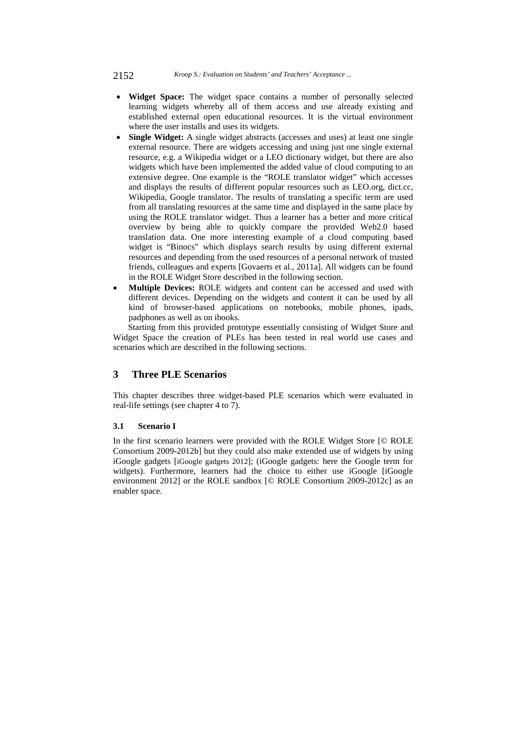- **Widget Space:** The widget space contains a number of personally selected learning widgets whereby all of them access and use already existing and established external open educational resources. It is the virtual environment where the user installs and uses its widgets.
- **Single Widget:** A single widget abstracts (accesses and uses) at least one single external resource. There are widgets accessing and using just one single external resource, e.g. a Wikipedia widget or a LEO dictionary widget, but there are also widgets which have been implemented the added value of cloud computing to an extensive degree. One example is the "ROLE translator widget" which accesses and displays the results of different popular resources such as LEO.org, dict.cc, Wikipedia, Google translator. The results of translating a specific term are used from all translating resources at the same time and displayed in the same place by using the ROLE translator widget. Thus a learner has a better and more critical overview by being able to quickly compare the provided Web2.0 based translation data. One more interesting example of a cloud computing based widget is "Binocs" which displays search results by using different external resources and depending from the used resources of a personal network of trusted friends, colleagues and experts [Govaerts et al., 2011a]. All widgets can be found in the ROLE Widget Store described in the following section.
- **Multiple Devices:** ROLE widgets and content can be accessed and used with different devices. Depending on the widgets and content it can be used by all kind of browser-based applications on notebooks, mobile phones, ipads, padphones as well as on ibooks.

Starting from this provided prototype essentially consisting of Widget Store and Widget Space the creation of PLEs has been tested in real world use cases and scenarios which are described in the following sections.

## 3 Three PLE Scenarios

This chapter describes three widget-based PLE scenarios which were evaluated in real-life settings (see chapter 4 to 7).

### 3.1 Scenario I

In the first scenario learners were provided with the ROLE Widget Store [© ROLE Consortium 2009-2012b] but they could also make extended use of widgets by using iGoogle gadgets [iGoogle gadgets 2012]; (iGoogle gadgets: here the Google term for widgets). Furthermore, learners had the choice to either use iGoogle [iGoogle environment 2012] or the ROLE sandbox [© ROLE Consortium 2009-2012c] as an enabler space.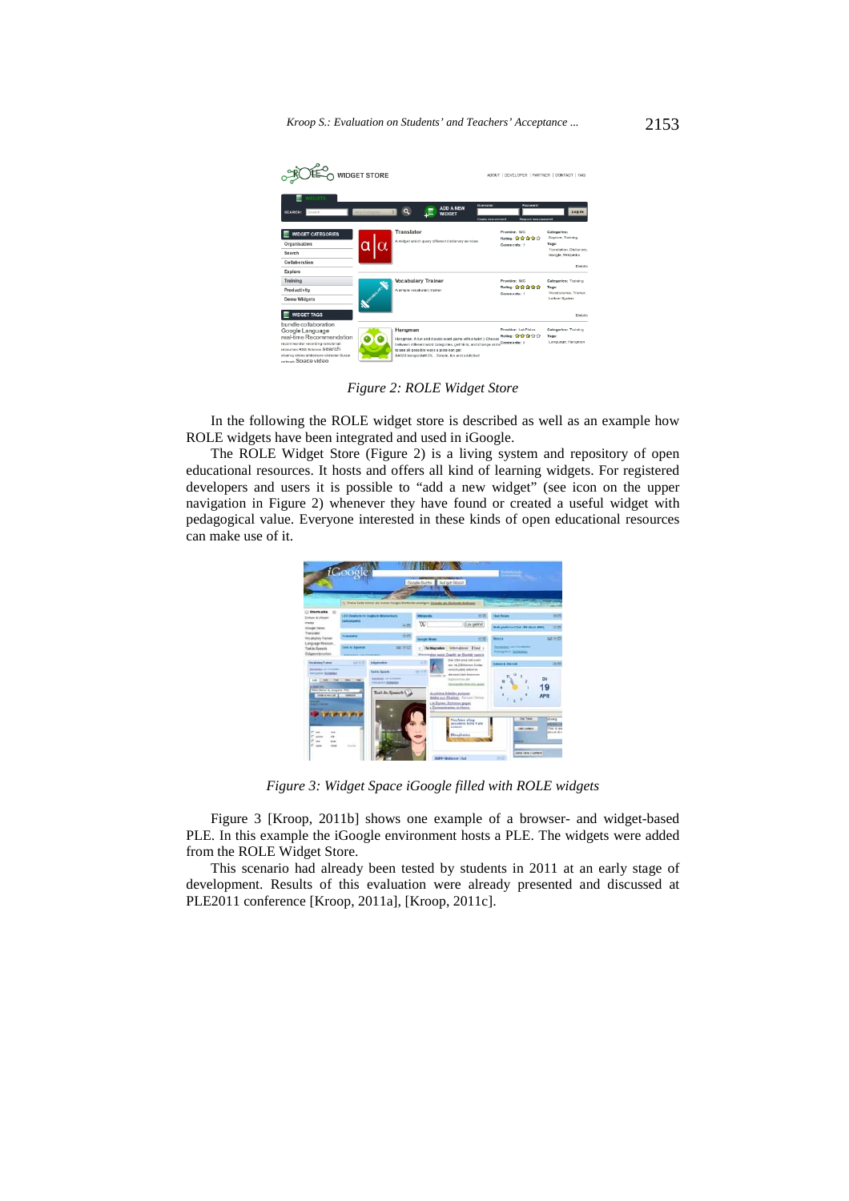*Figure 2: ROLE Widget Store*

In the following the ROLE widget store is described as well as an example how ROLE widgets have been integrated and used in iGoogle.

The ROLE Widget Store (Figure 2) is a living system and repository of open educational resources. It hosts and offers all kind of learning widgets. For registered developers and users it is possible to "add a new widget" (see icon on the upper navigation in Figure 2) whenever they have found or created a useful widget with pedagogical value. Everyone interested in these kinds of open educational resources can make use of it.

*Figure 3: Widget Space iGoogle filled with ROLE widgets*

Figure 3 [Kroop, 2011b] shows one example of a browser- and widget-based PLE. In this example the iGoogle environment hosts a PLE. The widgets were added from the ROLE Widget Store.

This scenario had already been tested by students in 2011 at an early stage of development. Results of this evaluation were already presented and discussed at PLE2011 conference [Kroop, 2011a], [Kroop, 2011c].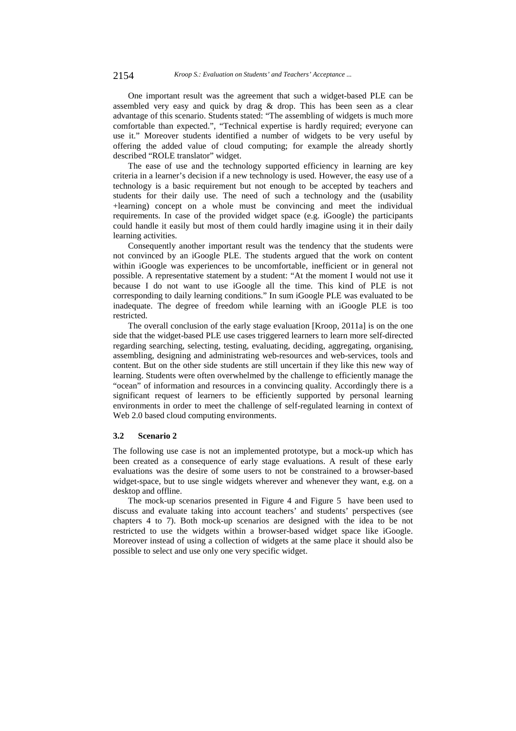One important result was the agreement that such a widget-based PLE can be assembled very easy and quick by drag & drop. This has been seen as a clear advantage of this scenario. Students stated: "The assembling of widgets is much more comfortable than expected.", "Technical expertise is hardly required; everyone can use it." Moreover students identified a number of widgets to be very useful by offering the added value of cloud computing; for example the already shortly described "ROLE translator" widget.

The ease of use and the technology supported efficiency in learning are key criteria in a learner's decision if a new technology is used. However, the easy use of a technology is a basic requirement but not enough to be accepted by teachers and students for their daily use. The need of such a technology and the (usability +learning) concept on a whole must be convincing and meet the individual requirements. In case of the provided widget space (e.g. iGoogle) the participants could handle it easily but most of them could hardly imagine using it in their daily learning activities.

Consequently another important result was the tendency that the students were not convinced by an iGoogle PLE. The students argued that the work on content within iGoogle was experiences to be uncomfortable, inefficient or in general not possible. A representative statement by a student: "At the moment I would not use it because I do not want to use iGoogle all the time. This kind of PLE is not corresponding to daily learning conditions." In sum iGoogle PLE was evaluated to be inadequate. The degree of freedom while learning with an iGoogle PLE is too restricted.

The overall conclusion of the early stage evaluation [Kroop, 2011a] is on the one side that the widget-based PLE use cases triggered learners to learn more self-directed regarding searching, selecting, testing, evaluating, deciding, aggregating, organising, assembling, designing and administrating web-resources and web-services, tools and content. But on the other side students are still uncertain if they like this new way of learning. Students were often overwhelmed by the challenge to efficiently manage the "ocean" of information and resources in a convincing quality. Accordingly there is a significant request of learners to be efficiently supported by personal learning environments in order to meet the challenge of self-regulated learning in context of Web 2.0 based cloud computing environments.

### 3.2 Scenario 2

The following use case is not an implemented prototype, but a mock-up which has been created as a consequence of early stage evaluations. A result of these early evaluations was the desire of some users to not be constrained to a browser-based widget-space, but to use single widgets wherever and whenever they want, e.g. on a desktop and offline.

The mock-up scenarios presented in Figure 4 and Figure 5 have been used to discuss and evaluate taking into account teachers' and students' perspectives (see chapters 4 to 7). Both mock-up scenarios are designed with the idea to be not restricted to use the widgets within a browser-based widget space like iGoogle. Moreover instead of using a collection of widgets at the same place it should also be possible to select and use only one very specific widget.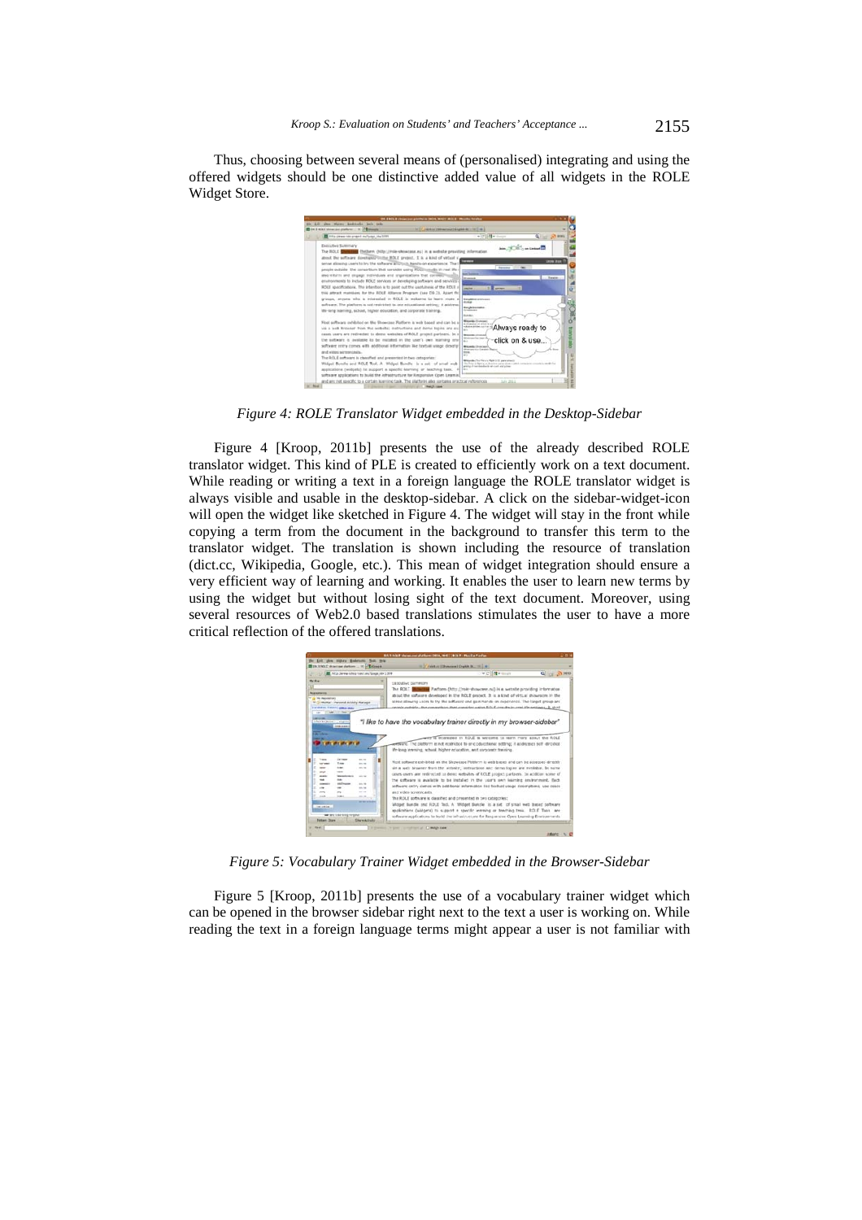Thus, choosing between several means of (personalised) integrating and using the offered widgets should be one distinctive added value of all widgets in the ROLE Widget Store.

*Figure 4: ROLE Translator Widget embedded in the Desktop-Sidebar*

Figure 4 [Kroop, 2011b] presents the use of the already described ROLE translator widget. This kind of PLE is created to efficiently work on a text document. While reading or writing a text in a foreign language the ROLE translator widget is always visible and usable in the desktop-sidebar. A click on the sidebar-widget-icon will open the widget like sketched in Figure 4. The widget will stay in the front while copying a term from the document in the background to transfer this term to the translator widget. The translation is shown including the resource of translation (dict.cc, Wikipedia, Google, etc.). This mean of widget integration should ensure a very efficient way of learning and working. It enables the user to learn new terms by using the widget but without losing sight of the text document. Moreover, using several resources of Web2.0 based translations stimulates the user to have a more critical reflection of the offered translations.

*Figure 5: Vocabulary Trainer Widget embedded in the Browser-Sidebar*

Figure 5 [Kroop, 2011b] presents the use of a vocabulary trainer widget which can be opened in the browser sidebar right next to the text a user is working on. While reading the text in a foreign language terms might appear a user is not familiar with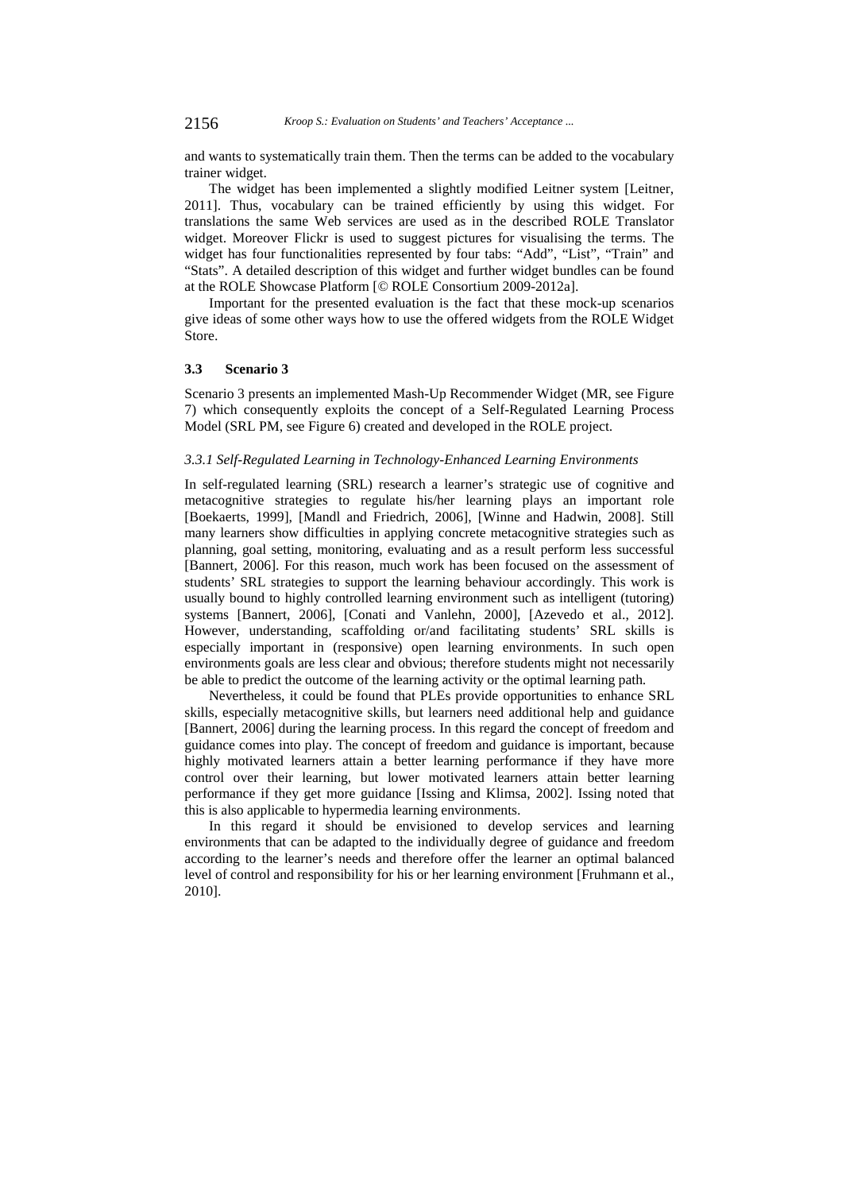and wants to systematically train them. Then the terms can be added to the vocabulary trainer widget.

The widget has been implemented a slightly modified Leitner system [Leitner, 2011]. Thus, vocabulary can be trained efficiently by using this widget. For translations the same Web services are used as in the described ROLE Translator widget. Moreover Flickr is used to suggest pictures for visualising the terms. The widget has four functionalities represented by four tabs: "Add", "List", "Train" and "Stats". A detailed description of this widget and further widget bundles can be found at the ROLE Showcase Platform [© ROLE Consortium 2009-2012a].

Important for the presented evaluation is the fact that these mock-up scenarios give ideas of some other ways how to use the offered widgets from the ROLE Widget Store.

### 3.3 Scenario 3

Scenario 3 presents an implemented Mash-Up Recommender Widget (MR, see Figure 7) which consequently exploits the concept of a Self-Regulated Learning Process Model (SRL PM, see Figure 6) created and developed in the ROLE project.

#### *3.3.1 Self-Regulated Learning in Technology-Enhanced Learning Environments*

In self-regulated learning (SRL) research a learner's strategic use of cognitive and metacognitive strategies to regulate his/her learning plays an important role [Boekaerts, 1999], [Mandl and Friedrich, 2006], [Winne and Hadwin, 2008]. Still many learners show difficulties in applying concrete metacognitive strategies such as planning, goal setting, monitoring, evaluating and as a result perform less successful [Bannert, 2006]. For this reason, much work has been focused on the assessment of students' SRL strategies to support the learning behaviour accordingly. This work is usually bound to highly controlled learning environment such as intelligent (tutoring) systems [Bannert, 2006], [Conati and Vanlehn, 2000], [Azevedo et al., 2012]. However, understanding, scaffolding or/and facilitating students' SRL skills is especially important in (responsive) open learning environments. In such open environments goals are less clear and obvious; therefore students might not necessarily be able to predict the outcome of the learning activity or the optimal learning path.

Nevertheless, it could be found that PLEs provide opportunities to enhance SRL skills, especially metacognitive skills, but learners need additional help and guidance [Bannert, 2006] during the learning process. In this regard the concept of freedom and guidance comes into play. The concept of freedom and guidance is important, because highly motivated learners attain a better learning performance if they have more control over their learning, but lower motivated learners attain better learning performance if they get more guidance [Issing and Klimsa, 2002]. Issing noted that this is also applicable to hypermedia learning environments.

In this regard it should be envisioned to develop services and learning environments that can be adapted to the individually degree of guidance and freedom according to the learner's needs and therefore offer the learner an optimal balanced level of control and responsibility for his or her learning environment [Fruhmann et al., 2010].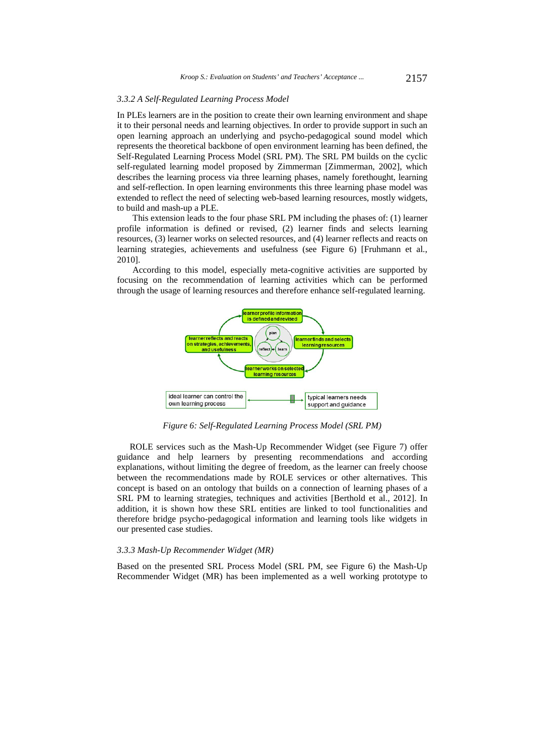### 3.3.2 A Self-Regulated Learning Process Model

In PLEs learners are in the position to create their own learning environment and shape it to their personal needs and learning objectives. In order to provide support in such an open learning approach an underlying and psycho-pedagogical sound model which represents the theoretical backbone of open environment learning has been defined, the Self-Regulated Learning Process Model (SRL PM). The SRL PM builds on the cyclic self-regulated learning model proposed by Zimmerman [Zimmerman, 2002], which describes the learning process via three learning phases, namely forethought, learning and self-reflection. In open learning environments this three learning phase model was extended to reflect the need of selecting web-based learning resources, mostly widgets, to build and mash-up a PLE.

This extension leads to the four phase SRL PM including the phases of: (1) learner profile information is defined or revised, (2) learner finds and selects learning resources, (3) learner works on selected resources, and (4) learner reflects and reacts on learning strategies, achievements and usefulness (see Figure 6) [Fruhmann et al., 2010].

According to this model, especially meta-cognitive activities are supported by focusing on the recommendation of learning activities which can be performed through the usage of learning resources and therefore enhance self-regulated learning.

learner profile information is defined and revised

learner finds and selects learning resources

learner works on selected learning resources

learner reflects and reacts on strategies, achievements, and usefulness

plan, learn, reflect

ideal learner can control the own learning process

typical learners needs support and guidance

*Figure 6: Self-Regulated Learning Process Model (SRL PM)*

ROLE services such as the Mash-Up Recommender Widget (see Figure 7) offer guidance and help learners by presenting recommendations and according explanations, without limiting the degree of freedom, as the learner can freely choose between the recommendations made by ROLE services or other alternatives. This concept is based on an ontology that builds on a connection of learning phases of a SRL PM to learning strategies, techniques and activities [Berthold et al., 2012]. In addition, it is shown how these SRL entities are linked to tool functionalities and therefore bridge psycho-pedagogical information and learning tools like widgets in our presented case studies.

### 3.3.3 Mash-Up Recommender Widget (MR)

Based on the presented SRL Process Model (SRL PM, see Figure 6) the Mash-Up Recommender Widget (MR) has been implemented as a well working prototype to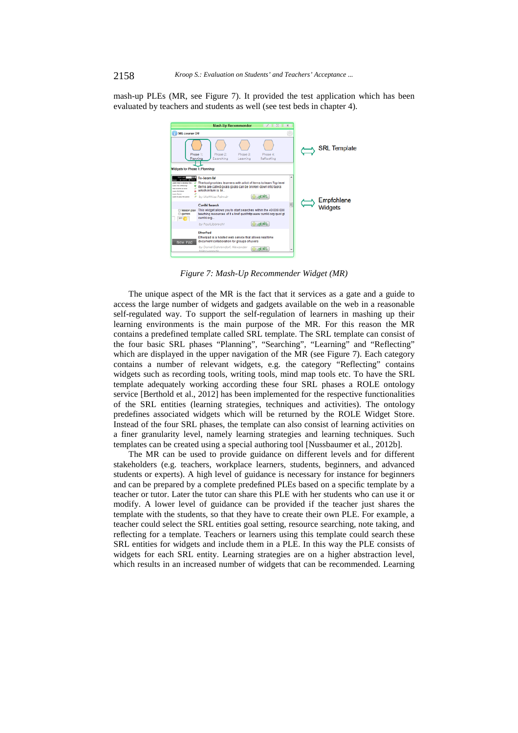mash-up PLEs (MR, see Figure 7). It provided the test application which has been evaluated by teachers and students as well (see test beds in chapter 4).

*Figure 7: Mash-Up Recommender Widget (MR)*

The unique aspect of the MR is the fact that it services as a gate and a guide to access the large number of widgets and gadgets available on the web in a reasonable self-regulated way. To support the self-regulation of learners in mashing up their learning environments is the main purpose of the MR. For this reason the MR contains a predefined template called SRL template. The SRL template can consist of the four basic SRL phases "Planning", "Searching", "Learning" and "Reflecting" which are displayed in the upper navigation of the MR (see Figure 7). Each category contains a number of relevant widgets, e.g. the category "Reflecting" contains widgets such as recording tools, writing tools, mind map tools etc. To have the SRL template adequately working according these four SRL phases a ROLE ontology service [Berthold et al., 2012] has been implemented for the respective functionalities of the SRL entities (learning strategies, techniques and activities). The ontology predefines associated widgets which will be returned by the ROLE Widget Store. Instead of the four SRL phases, the template can also consist of learning activities on a finer granularity level, namely learning strategies and learning techniques. Such templates can be created using a special authoring tool [Nussbaumer et al., 2012b].

The MR can be used to provide guidance on different levels and for different stakeholders (e.g. teachers, workplace learners, students, beginners, and advanced students or experts). A high level of guidance is necessary for instance for beginners and can be prepared by a complete predefined PLEs based on a specific template by a teacher or tutor. Later the tutor can share this PLE with her students who can use it or modify. A lower level of guidance can be provided if the teacher just shares the template with the students, so that they have to create their own PLE. For example, a teacher could select the SRL entities goal setting, resource searching, note taking, and reflecting for a template. Teachers or learners using this template could search these SRL entities for widgets and include them in a PLE. In this way the PLE consists of widgets for each SRL entity. Learning strategies are on a higher abstraction level, which results in an increased number of widgets that can be recommended. Learning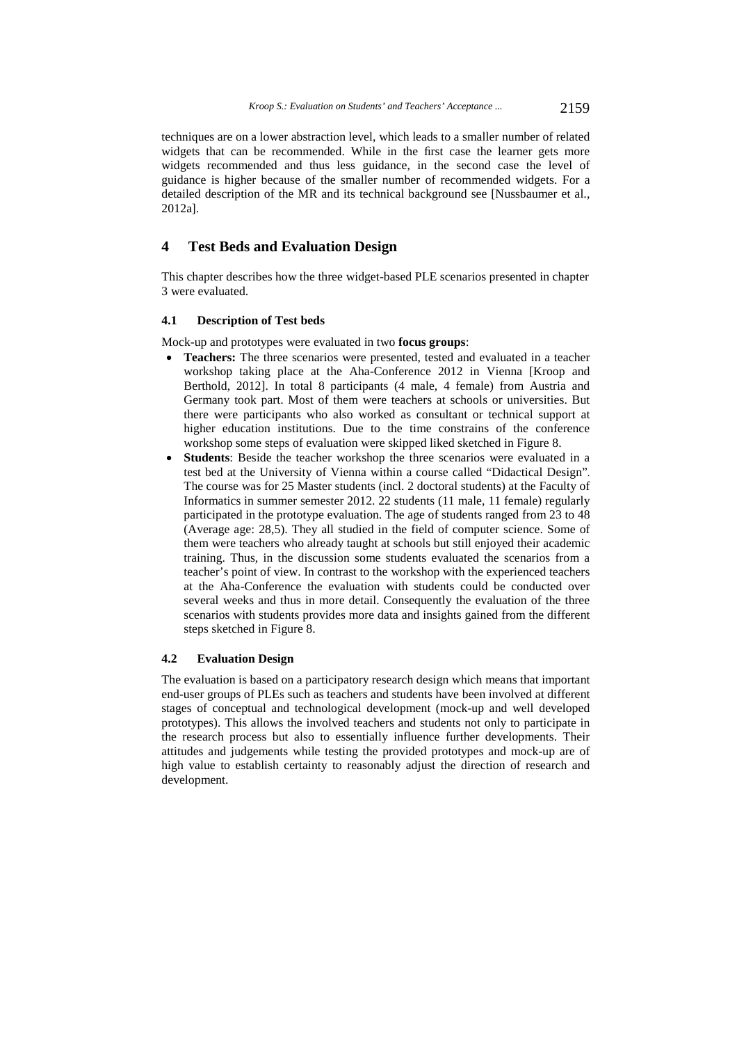techniques are on a lower abstraction level, which leads to a smaller number of related widgets that can be recommended. While in the first case the learner gets more widgets recommended and thus less guidance, in the second case the level of guidance is higher because of the smaller number of recommended widgets. For a detailed description of the MR and its technical background see [Nussbaumer et al., 2012a].

## 4 Test Beds and Evaluation Design

This chapter describes how the three widget-based PLE scenarios presented in chapter 3 were evaluated.

### 4.1 Description of Test beds

Mock-up and prototypes were evaluated in two **focus groups**:

- **Teachers:** The three scenarios were presented, tested and evaluated in a teacher workshop taking place at the Aha-Conference 2012 in Vienna [Kroop and Berthold, 2012]. In total 8 participants (4 male, 4 female) from Austria and Germany took part. Most of them were teachers at schools or universities. But there were participants who also worked as consultant or technical support at higher education institutions. Due to the time constrains of the conference workshop some steps of evaluation were skipped liked sketched in Figure 8.
- **Students**: Beside the teacher workshop the three scenarios were evaluated in a test bed at the University of Vienna within a course called "Didactical Design". The course was for 25 Master students (incl. 2 doctoral students) at the Faculty of Informatics in summer semester 2012. 22 students (11 male, 11 female) regularly participated in the prototype evaluation. The age of students ranged from 23 to 48 (Average age: 28,5). They all studied in the field of computer science. Some of them were teachers who already taught at schools but still enjoyed their academic training. Thus, in the discussion some students evaluated the scenarios from a teacher's point of view. In contrast to the workshop with the experienced teachers at the Aha-Conference the evaluation with students could be conducted over several weeks and thus in more detail. Consequently the evaluation of the three scenarios with students provides more data and insights gained from the different steps sketched in Figure 8.

### 4.2 Evaluation Design

The evaluation is based on a participatory research design which means that important end-user groups of PLEs such as teachers and students have been involved at different stages of conceptual and technological development (mock-up and well developed prototypes). This allows the involved teachers and students not only to participate in the research process but also to essentially influence further developments. Their attitudes and judgements while testing the provided prototypes and mock-up are of high value to establish certainty to reasonably adjust the direction of research and development.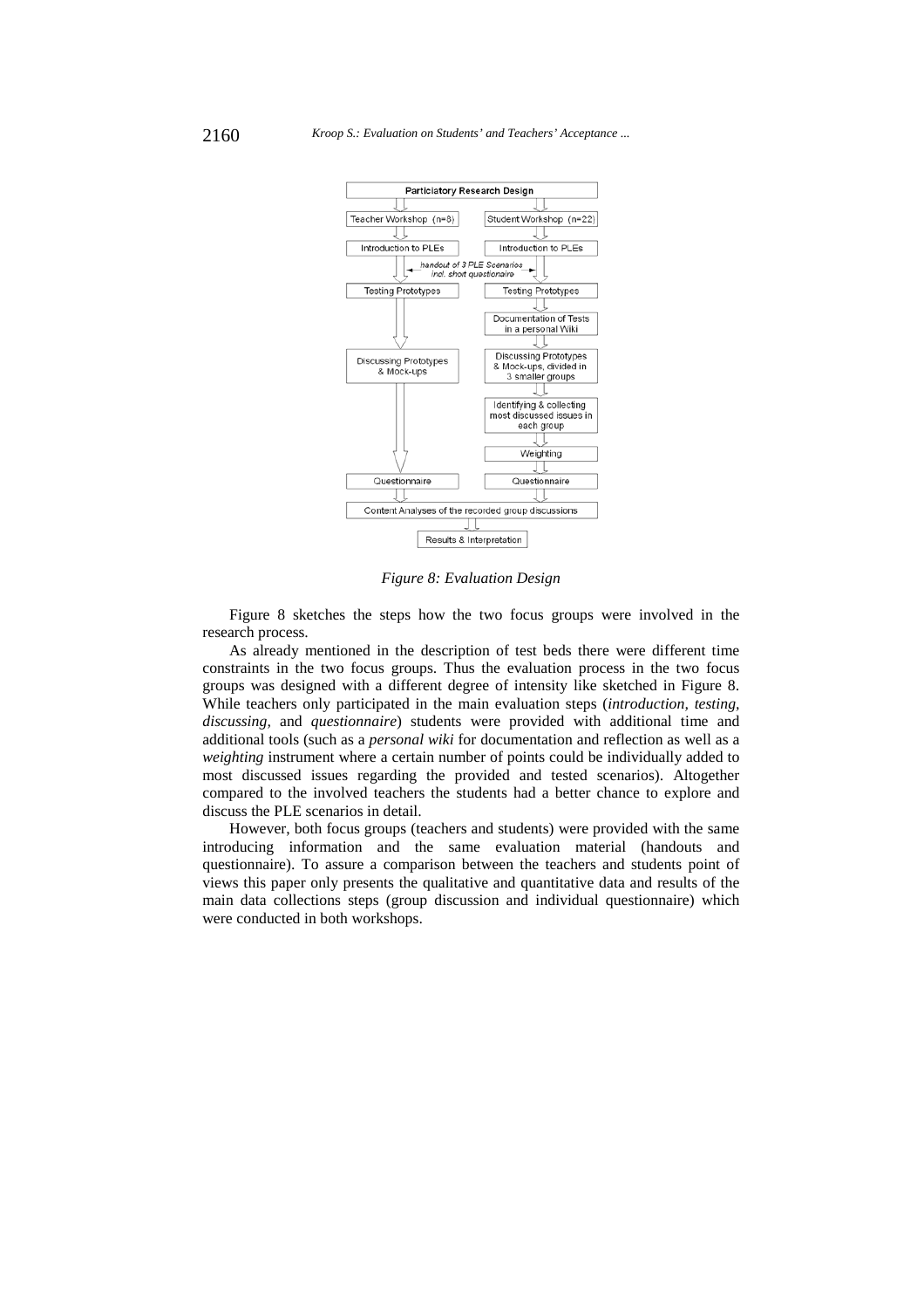Figure 8: Evaluation Design

Figure 8 sketches the steps how the two focus groups were involved in the research process.

As already mentioned in the description of test beds there were different time constraints in the two focus groups. Thus the evaluation process in the two focus groups was designed with a different degree of intensity like sketched in Figure 8. While teachers only participated in the main evaluation steps (*introduction, testing, discussing,* and *questionnaire*) students were provided with additional time and additional tools (such as a *personal wiki* for documentation and reflection as well as a *weighting* instrument where a certain number of points could be individually added to most discussed issues regarding the provided and tested scenarios). Altogether compared to the involved teachers the students had a better chance to explore and discuss the PLE scenarios in detail.

However, both focus groups (teachers and students) were provided with the same introducing information and the same evaluation material (handouts and questionnaire). To assure a comparison between the teachers and students point of views this paper only presents the qualitative and quantitative data and results of the main data collections steps (group discussion and individual questionnaire) which were conducted in both workshops.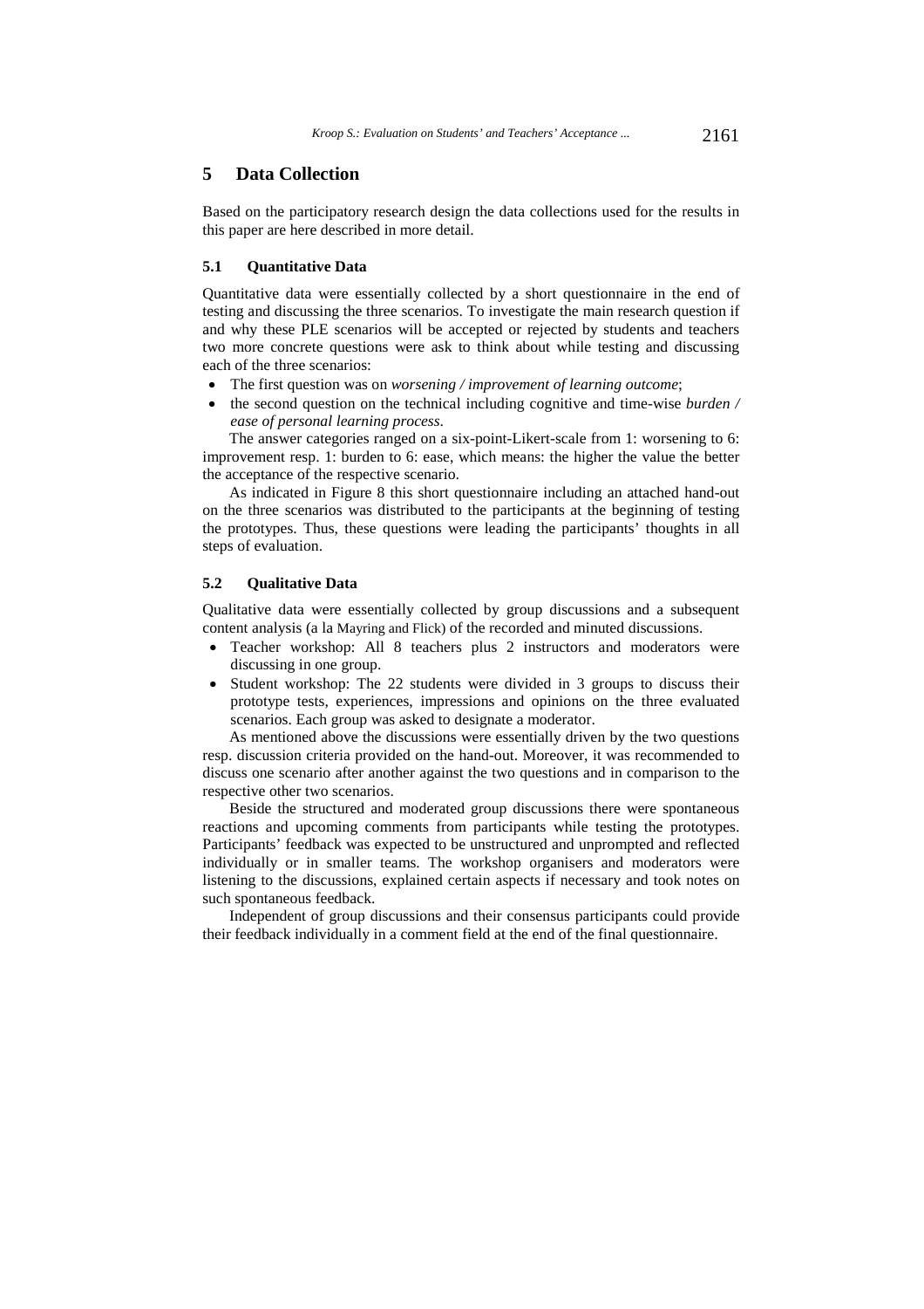## 5 Data Collection

Based on the participatory research design the data collections used for the results in this paper are here described in more detail.

### 5.1 Quantitative Data

Quantitative data were essentially collected by a short questionnaire in the end of testing and discussing the three scenarios. To investigate the main research question if and why these PLE scenarios will be accepted or rejected by students and teachers two more concrete questions were ask to think about while testing and discussing each of the three scenarios:

- The first question was on *worsening / improvement of learning outcome*;
- the second question on the technical including cognitive and time-wise *burden / ease of personal learning process*.

The answer categories ranged on a six-point-Likert-scale from 1: worsening to 6: improvement resp. 1: burden to 6: ease, which means: the higher the value the better the acceptance of the respective scenario.

As indicated in Figure 8 this short questionnaire including an attached hand-out on the three scenarios was distributed to the participants at the beginning of testing the prototypes. Thus, these questions were leading the participants' thoughts in all steps of evaluation.

### 5.2 Qualitative Data

Qualitative data were essentially collected by group discussions and a subsequent content analysis (a la Mayring and Flick) of the recorded and minuted discussions.

- Teacher workshop: All 8 teachers plus 2 instructors and moderators were discussing in one group.
- Student workshop: The 22 students were divided in 3 groups to discuss their prototype tests, experiences, impressions and opinions on the three evaluated scenarios. Each group was asked to designate a moderator.

As mentioned above the discussions were essentially driven by the two questions resp. discussion criteria provided on the hand-out. Moreover, it was recommended to discuss one scenario after another against the two questions and in comparison to the respective other two scenarios.

Beside the structured and moderated group discussions there were spontaneous reactions and upcoming comments from participants while testing the prototypes. Participants' feedback was expected to be unstructured and unprompted and reflected individually or in smaller teams. The workshop organisers and moderators were listening to the discussions, explained certain aspects if necessary and took notes on such spontaneous feedback.

Independent of group discussions and their consensus participants could provide their feedback individually in a comment field at the end of the final questionnaire.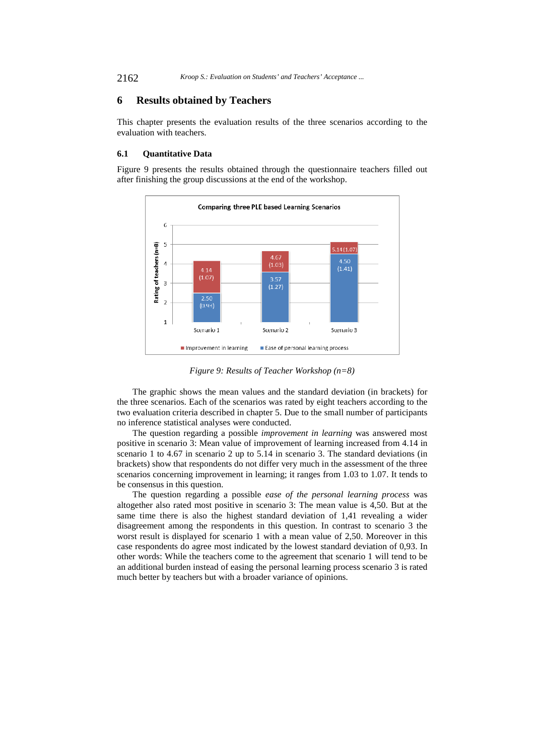# 6 Results obtained by Teachers

This chapter presents the evaluation results of the three scenarios according to the evaluation with teachers.

## 6.1 Quantitative Data

Figure 9 presents the results obtained through the questionnaire teachers filled out after finishing the group discussions at the end of the workshop.

*Figure 9: Results of Teacher Workshop (n=8)*

The graphic shows the mean values and the standard deviation (in brackets) for the three scenarios. Each of the scenarios was rated by eight teachers according to the two evaluation criteria described in chapter 5. Due to the small number of participants no inference statistical analyses were conducted.

The question regarding a possible *improvement in learning* was answered most positive in scenario 3: Mean value of improvement of learning increased from 4.14 in scenario 1 to 4.67 in scenario 2 up to 5.14 in scenario 3. The standard deviations (in brackets) show that respondents do not differ very much in the assessment of the three scenarios concerning improvement in learning; it ranges from 1.03 to 1.07. It tends to be consensus in this question.

The question regarding a possible *ease of the personal learning process* was altogether also rated most positive in scenario 3: The mean value is 4,50. But at the same time there is also the highest standard deviation of 1,41 revealing a wider disagreement among the respondents in this question. In contrast to scenario 3 the worst result is displayed for scenario 1 with a mean value of 2,50. Moreover in this case respondents do agree most indicated by the lowest standard deviation of 0,93. In other words: While the teachers come to the agreement that scenario 1 will tend to be an additional burden instead of easing the personal learning process scenario 3 is rated much better by teachers but with a broader variance of opinions.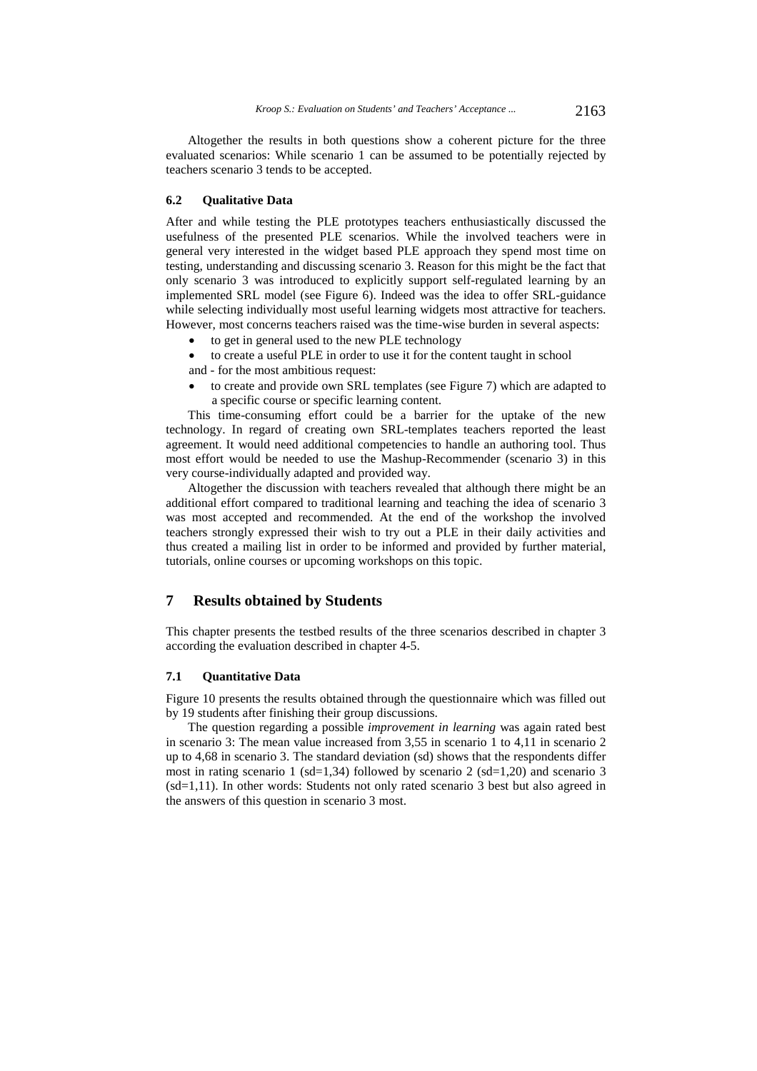Altogether the results in both questions show a coherent picture for the three evaluated scenarios: While scenario 1 can be assumed to be potentially rejected by teachers scenario 3 tends to be accepted.

### 6.2 Qualitative Data

After and while testing the PLE prototypes teachers enthusiastically discussed the usefulness of the presented PLE scenarios. While the involved teachers were in general very interested in the widget based PLE approach they spend most time on testing, understanding and discussing scenario 3. Reason for this might be the fact that only scenario 3 was introduced to explicitly support self-regulated learning by an implemented SRL model (see Figure 6). Indeed was the idea to offer SRL-guidance while selecting individually most useful learning widgets most attractive for teachers. However, most concerns teachers raised was the time-wise burden in several aspects:

- to get in general used to the new PLE technology
- to create a useful PLE in order to use it for the content taught in school

and - for the most ambitious request:

- to create and provide own SRL templates (see Figure 7) which are adapted to a specific course or specific learning content.

This time-consuming effort could be a barrier for the uptake of the new technology. In regard of creating own SRL-templates teachers reported the least agreement. It would need additional competencies to handle an authoring tool. Thus most effort would be needed to use the Mashup-Recommender (scenario 3) in this very course-individually adapted and provided way.

Altogether the discussion with teachers revealed that although there might be an additional effort compared to traditional learning and teaching the idea of scenario 3 was most accepted and recommended. At the end of the workshop the involved teachers strongly expressed their wish to try out a PLE in their daily activities and thus created a mailing list in order to be informed and provided by further material, tutorials, online courses or upcoming workshops on this topic.

## 7 Results obtained by Students

This chapter presents the testbed results of the three scenarios described in chapter 3 according the evaluation described in chapter 4-5.

### 7.1 Quantitative Data

Figure 10 presents the results obtained through the questionnaire which was filled out by 19 students after finishing their group discussions.

The question regarding a possible *improvement in learning* was again rated best in scenario 3: The mean value increased from 3,55 in scenario 1 to 4,11 in scenario 2 up to 4,68 in scenario 3. The standard deviation (sd) shows that the respondents differ most in rating scenario 1 (sd=1,34) followed by scenario 2 (sd=1,20) and scenario 3 (sd=1,11). In other words: Students not only rated scenario 3 best but also agreed in the answers of this question in scenario 3 most.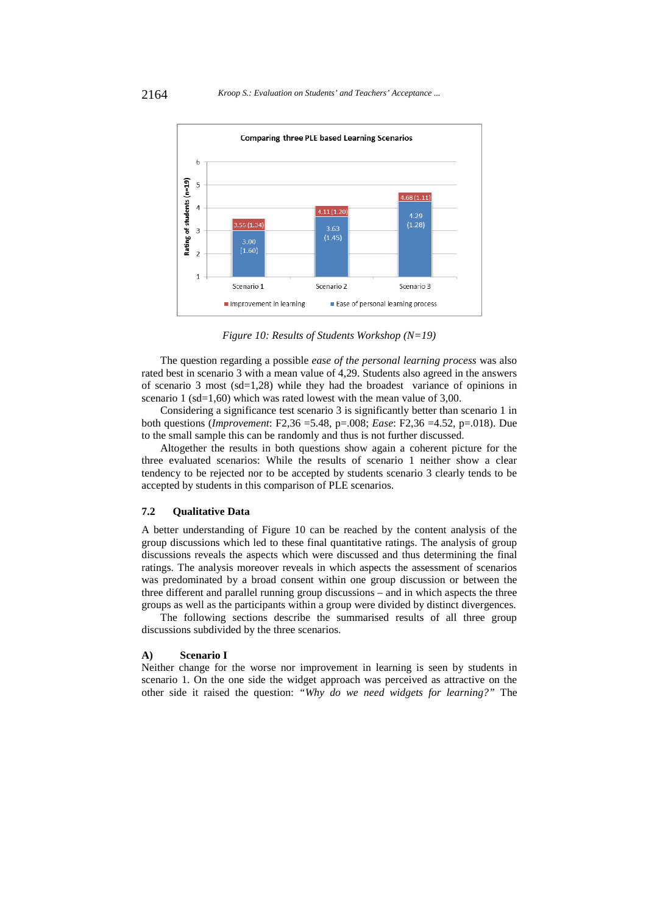Figure 10: Results of Students Workshop (N=19)

The question regarding a possible *ease of the personal learning process* was also rated best in scenario 3 with a mean value of 4,29. Students also agreed in the answers of scenario 3 most (sd=1,28) while they had the broadest variance of opinions in scenario 1 (sd=1,60) which was rated lowest with the mean value of 3,00.

Considering a significance test scenario 3 is significantly better than scenario 1 in both questions (*Improvement*: $F_{2,36}$ =5.48, p=.008; *Ease*: $F_{2,36}$ =4.52, p=.018). Due to the small sample this can be randomly and thus is not further discussed.

Altogether the results in both questions show again a coherent picture for the three evaluated scenarios: While the results of scenario 1 neither show a clear tendency to be rejected nor to be accepted by students scenario 3 clearly tends to be accepted by students in this comparison of PLE scenarios.

### 7.2 Qualitative Data

A better understanding of Figure 10 can be reached by the content analysis of the group discussions which led to these final quantitative ratings. The analysis of group discussions reveals the aspects which were discussed and thus determining the final ratings. The analysis moreover reveals in which aspects the assessment of scenarios was predominated by a broad consent within one group discussion or between the three different and parallel running group discussions – and in which aspects the three groups as well as the participants within a group were divided by distinct divergences.

The following sections describe the summarised results of all three group discussions subdivided by the three scenarios.

#### A) Scenario I

Neither change for the worse nor improvement in learning is seen by students in scenario 1. On the one side the widget approach was perceived as attractive on the other side it raised the question: *"Why do we need widgets for learning?"* The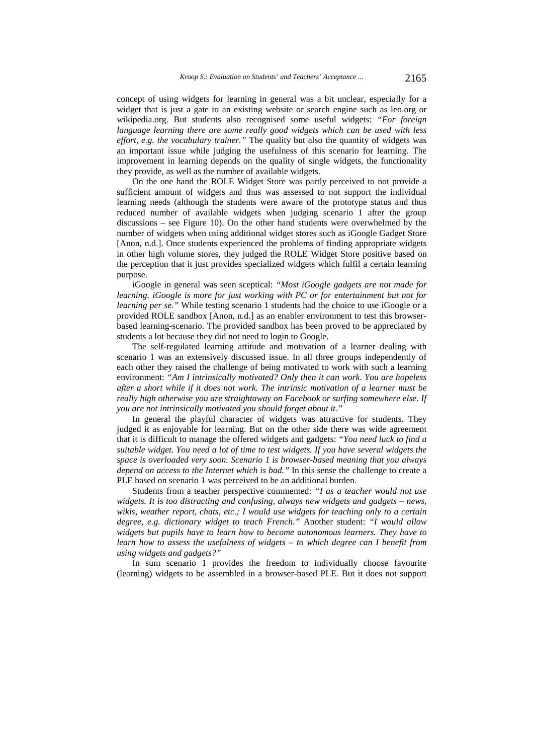concept of using widgets for learning in general was a bit unclear, especially for a widget that is just a gate to an existing website or search engine such as leo.org or wikipedia.org. But students also recognised some useful widgets: *"For foreign language learning there are some really good widgets which can be used with less effort, e.g. the vocabulary trainer."* The quality but also the quantity of widgets was an important issue while judging the usefulness of this scenario for learning. The improvement in learning depends on the quality of single widgets, the functionality they provide, as well as the number of available widgets.

On the one hand the ROLE Widget Store was partly perceived to not provide a sufficient amount of widgets and thus was assessed to not support the individual learning needs (although the students were aware of the prototype status and thus reduced number of available widgets when judging scenario 1 after the group discussions – see Figure 10). On the other hand students were overwhelmed by the number of widgets when using additional widget stores such as iGoogle Gadget Store [Anon, n.d.]. Once students experienced the problems of finding appropriate widgets in other high volume stores, they judged the ROLE Widget Store positive based on the perception that it just provides specialized widgets which fulfil a certain learning purpose.

iGoogle in general was seen sceptical: *"Most iGoogle gadgets are not made for learning. iGoogle is more for just working with PC or for entertainment but not for learning per se."* While testing scenario 1 students had the choice to use iGoogle or a provided ROLE sandbox [Anon, n.d.] as an enabler environment to test this browser-based learning-scenario. The provided sandbox has been proved to be appreciated by students a lot because they did not need to login to Google.

The self-regulated learning attitude and motivation of a learner dealing with scenario 1 was an extensively discussed issue. In all three groups independently of each other they raised the challenge of being motivated to work with such a learning environment: *"Am I intrinsically motivated? Only then it can work. You are hopeless after a short while if it does not work. The intrinsic motivation of a learner must be really high otherwise you are straightaway on Facebook or surfing somewhere else. If you are not intrinsically motivated you should forget about it."*

In general the playful character of widgets was attractive for students. They judged it as enjoyable for learning. But on the other side there was wide agreement that it is difficult to manage the offered widgets and gadgets: *"You need luck to find a suitable widget. You need a lot of time to test widgets. If you have several widgets the space is overloaded very soon. Scenario 1 is browser-based meaning that you always depend on access to the Internet which is bad."* In this sense the challenge to create a PLE based on scenario 1 was perceived to be an additional burden.

Students from a teacher perspective commented: *"I as a teacher would not use widgets. It is too distracting and confusing, always new widgets and gadgets – news, wikis, weather report, chats, etc.; I would use widgets for teaching only to a certain degree, e.g. dictionary widget to teach French."* Another student: *"I would allow widgets but pupils have to learn how to become autonomous learners. They have to learn how to assess the usefulness of widgets – to which degree can I benefit from using widgets and gadgets?"*

In sum scenario 1 provides the freedom to individually choose favourite (learning) widgets to be assembled in a browser-based PLE. But it does not support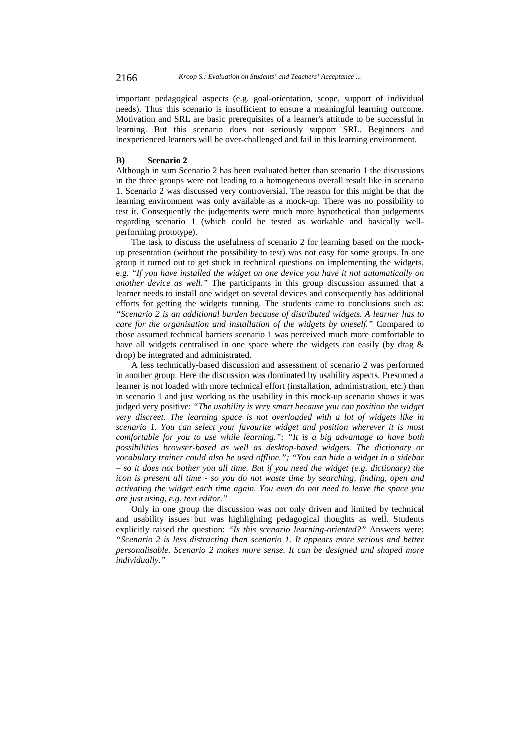important pedagogical aspects (e.g. goal-orientation, scope, support of individual needs). Thus this scenario is insufficient to ensure a meaningful learning outcome. Motivation and SRL are basic prerequisites of a learner's attitude to be successful in learning. But this scenario does not seriously support SRL. Beginners and inexperienced learners will be over-challenged and fail in this learning environment.

### B) Scenario 2

Although in sum Scenario 2 has been evaluated better than scenario 1 the discussions in the three groups were not leading to a homogeneous overall result like in scenario 1. Scenario 2 was discussed very controversial. The reason for this might be that the learning environment was only available as a mock-up. There was no possibility to test it. Consequently the judgements were much more hypothetical than judgements regarding scenario 1 (which could be tested as workable and basically well-performing prototype).

The task to discuss the usefulness of scenario 2 for learning based on the mock-up presentation (without the possibility to test) was not easy for some groups. In one group it turned out to get stuck in technical questions on implementing the widgets, e.g. *"If you have installed the widget on one device you have it not automatically on another device as well."* The participants in this group discussion assumed that a learner needs to install one widget on several devices and consequently has additional efforts for getting the widgets running. The students came to conclusions such as: *"Scenario 2 is an additional burden because of distributed widgets. A learner has to care for the organisation and installation of the widgets by oneself."* Compared to those assumed technical barriers scenario 1 was perceived much more comfortable to have all widgets centralised in one space where the widgets can easily (by drag & drop) be integrated and administrated.

A less technically-based discussion and assessment of scenario 2 was performed in another group. Here the discussion was dominated by usability aspects. Presumed a learner is not loaded with more technical effort (installation, administration, etc.) than in scenario 1 and just working as the usability in this mock-up scenario shows it was judged very positive: *"The usability is very smart because you can position the widget very discreet. The learning space is not overloaded with a lot of widgets like in scenario 1. You can select your favourite widget and position wherever it is most comfortable for you to use while learning."; "It is a big advantage to have both possibilities browser-based as well as desktop-based widgets. The dictionary or vocabulary trainer could also be used offline."; "You can hide a widget in a sidebar – so it does not bother you all time. But if you need the widget (e.g. dictionary) the icon is present all time - so you do not waste time by searching, finding, open and activating the widget each time again. You even do not need to leave the space you are just using, e.g. text editor."*

Only in one group the discussion was not only driven and limited by technical and usability issues but was highlighting pedagogical thoughts as well. Students explicitly raised the question: *"Is this scenario learning-oriented?"* Answers were: *"Scenario 2 is less distracting than scenario 1. It appears more serious and better personalisable. Scenario 2 makes more sense. It can be designed and shaped more individually."*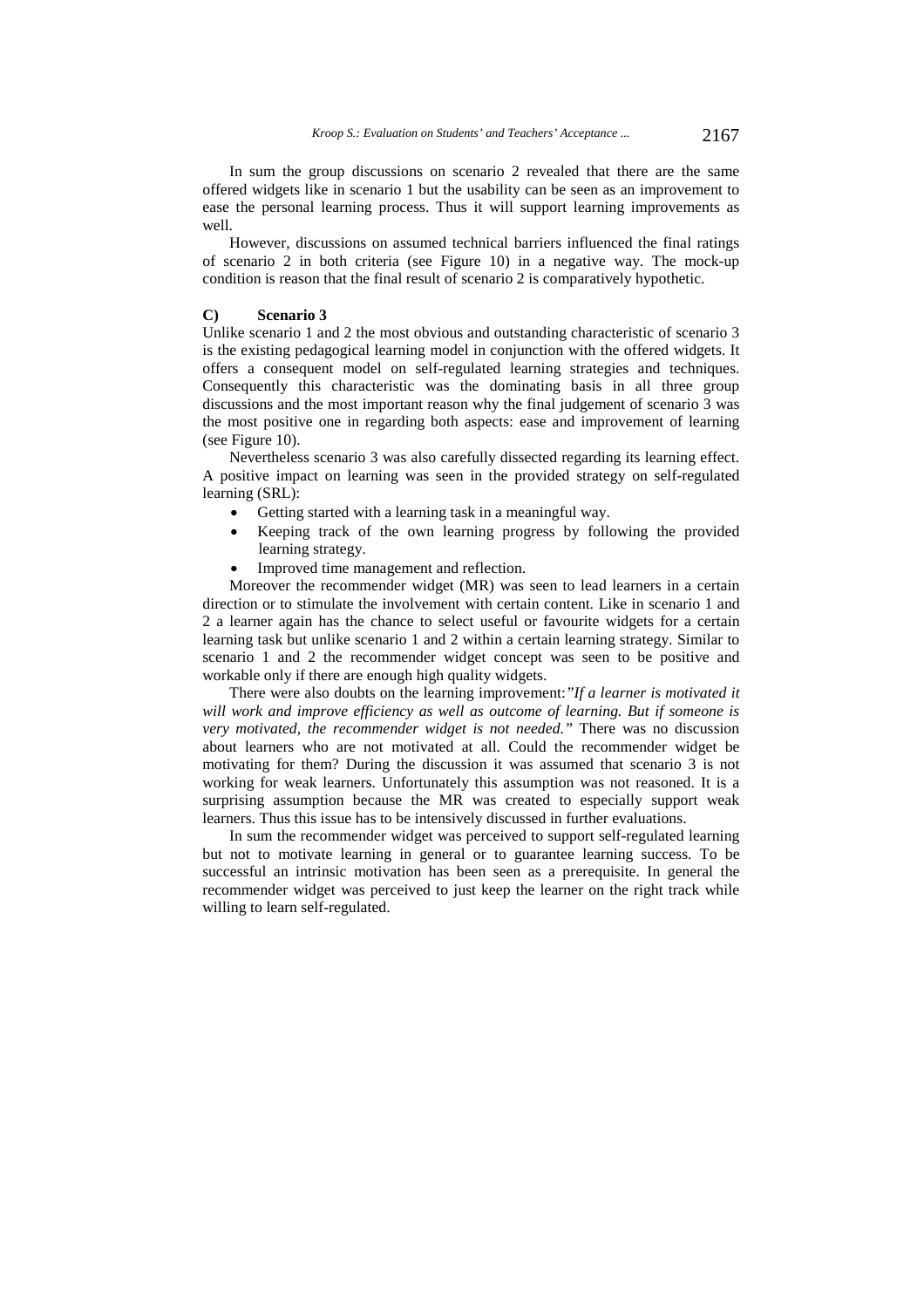In sum the group discussions on scenario 2 revealed that there are the same offered widgets like in scenario 1 but the usability can be seen as an improvement to ease the personal learning process. Thus it will support learning improvements as well.

However, discussions on assumed technical barriers influenced the final ratings of scenario 2 in both criteria (see Figure 10) in a negative way. The mock-up condition is reason that the final result of scenario 2 is comparatively hypothetic.

### C) Scenario 3

Unlike scenario 1 and 2 the most obvious and outstanding characteristic of scenario 3 is the existing pedagogical learning model in conjunction with the offered widgets. It offers a consequent model on self-regulated learning strategies and techniques. Consequently this characteristic was the dominating basis in all three group discussions and the most important reason why the final judgement of scenario 3 was the most positive one in regarding both aspects: ease and improvement of learning (see Figure 10).

Nevertheless scenario 3 was also carefully dissected regarding its learning effect. A positive impact on learning was seen in the provided strategy on self-regulated learning (SRL):

- Getting started with a learning task in a meaningful way.
- Keeping track of the own learning progress by following the provided learning strategy.
- Improved time management and reflection.

Moreover the recommender widget (MR) was seen to lead learners in a certain direction or to stimulate the involvement with certain content. Like in scenario 1 and 2 a learner again has the chance to select useful or favourite widgets for a certain learning task but unlike scenario 1 and 2 within a certain learning strategy. Similar to scenario 1 and 2 the recommender widget concept was seen to be positive and workable only if there are enough high quality widgets.

There were also doubts on the learning improvement:*"If a learner is motivated it will work and improve efficiency as well as outcome of learning. But if someone is very motivated, the recommender widget is not needed."* There was no discussion about learners who are not motivated at all. Could the recommender widget be motivating for them? During the discussion it was assumed that scenario 3 is not working for weak learners. Unfortunately this assumption was not reasoned. It is a surprising assumption because the MR was created to especially support weak learners. Thus this issue has to be intensively discussed in further evaluations.

In sum the recommender widget was perceived to support self-regulated learning but not to motivate learning in general or to guarantee learning success. To be successful an intrinsic motivation has been seen as a prerequisite. In general the recommender widget was perceived to just keep the learner on the right track while willing to learn self-regulated.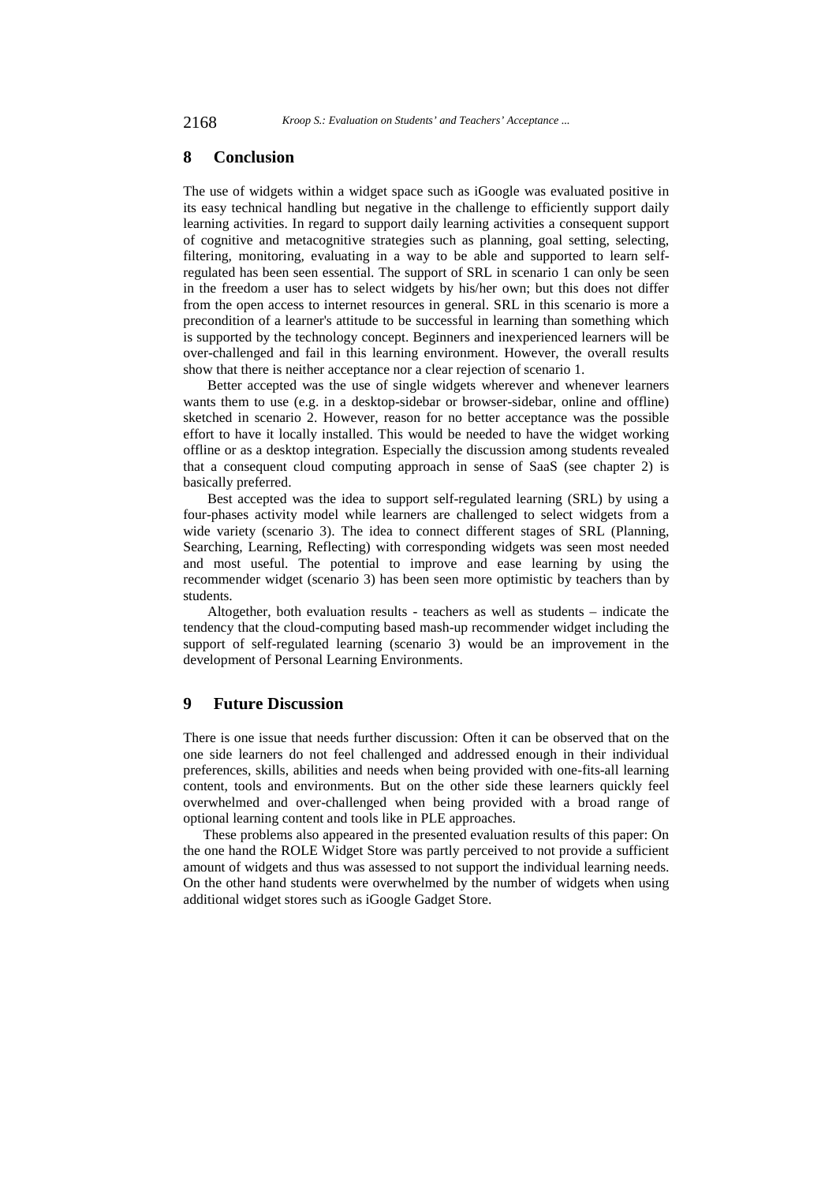## 8 Conclusion

The use of widgets within a widget space such as iGoogle was evaluated positive in its easy technical handling but negative in the challenge to efficiently support daily learning activities. In regard to support daily learning activities a consequent support of cognitive and metacognitive strategies such as planning, goal setting, selecting, filtering, monitoring, evaluating in a way to be able and supported to learn self-regulated has been seen essential. The support of SRL in scenario 1 can only be seen in the freedom a user has to select widgets by his/her own; but this does not differ from the open access to internet resources in general. SRL in this scenario is more a precondition of a learner's attitude to be successful in learning than something which is supported by the technology concept. Beginners and inexperienced learners will be over-challenged and fail in this learning environment. However, the overall results show that there is neither acceptance nor a clear rejection of scenario 1.

Better accepted was the use of single widgets wherever and whenever learners wants them to use (e.g. in a desktop-sidebar or browser-sidebar, online and offline) sketched in scenario 2. However, reason for no better acceptance was the possible effort to have it locally installed. This would be needed to have the widget working offline or as a desktop integration. Especially the discussion among students revealed that a consequent cloud computing approach in sense of SaaS (see chapter 2) is basically preferred.

Best accepted was the idea to support self-regulated learning (SRL) by using a four-phases activity model while learners are challenged to select widgets from a wide variety (scenario 3). The idea to connect different stages of SRL (Planning, Searching, Learning, Reflecting) with corresponding widgets was seen most needed and most useful. The potential to improve and ease learning by using the recommender widget (scenario 3) has been seen more optimistic by teachers than by students.

Altogether, both evaluation results - teachers as well as students – indicate the tendency that the cloud-computing based mash-up recommender widget including the support of self-regulated learning (scenario 3) would be an improvement in the development of Personal Learning Environments.

## 9 Future Discussion

There is one issue that needs further discussion: Often it can be observed that on the one side learners do not feel challenged and addressed enough in their individual preferences, skills, abilities and needs when being provided with one-fits-all learning content, tools and environments. But on the other side these learners quickly feel overwhelmed and over-challenged when being provided with a broad range of optional learning content and tools like in PLE approaches.

These problems also appeared in the presented evaluation results of this paper: On the one hand the ROLE Widget Store was partly perceived to not provide a sufficient amount of widgets and thus was assessed to not support the individual learning needs. On the other hand students were overwhelmed by the number of widgets when using additional widget stores such as iGoogle Gadget Store.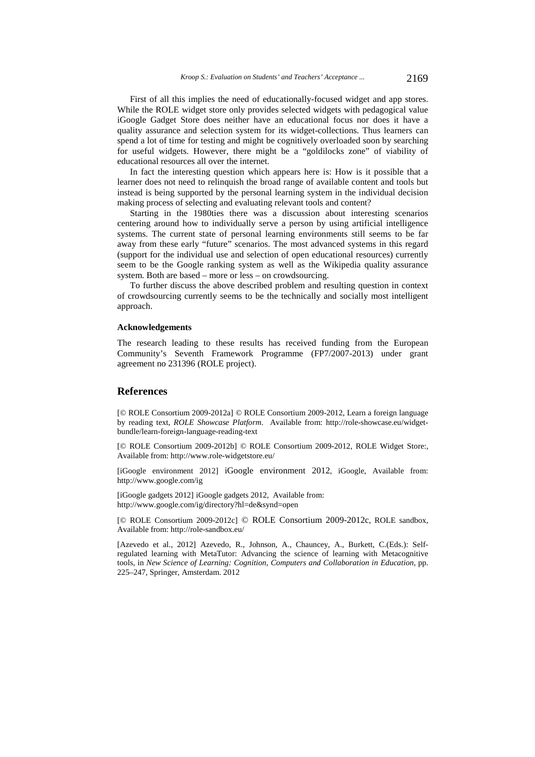First of all this implies the need of educationally-focused widget and app stores. While the ROLE widget store only provides selected widgets with pedagogical value iGoogle Gadget Store does neither have an educational focus nor does it have a quality assurance and selection system for its widget-collections. Thus learners can spend a lot of time for testing and might be cognitively overloaded soon by searching for useful widgets. However, there might be a "goldilocks zone" of viability of educational resources all over the internet.

In fact the interesting question which appears here is: How is it possible that a learner does not need to relinquish the broad range of available content and tools but instead is being supported by the personal learning system in the individual decision making process of selecting and evaluating relevant tools and content?

Starting in the 1980ties there was a discussion about interesting scenarios centering around how to individually serve a person by using artificial intelligence systems. The current state of personal learning environments still seems to be far away from these early "future" scenarios. The most advanced systems in this regard (support for the individual use and selection of open educational resources) currently seem to be the Google ranking system as well as the Wikipedia quality assurance system. Both are based – more or less – on crowdsourcing.

To further discuss the above described problem and resulting question in context of crowdsourcing currently seems to be the technically and socially most intelligent approach.

#### Acknowledgements

The research leading to these results has received funding from the European Community's Seventh Framework Programme (FP7/2007-2013) under grant agreement no 231396 (ROLE project).

## References

[© ROLE Consortium 2009-2012a] © ROLE Consortium 2009-2012, Learn a foreign language by reading text, *ROLE Showcase Platform*. Available from: http://role-showcase.eu/widget-bundle/learn-foreign-language-reading-text

[© ROLE Consortium 2009-2012b] © ROLE Consortium 2009-2012, ROLE Widget Store:, Available from: http://www.role-widgetstore.eu/

[iGoogle environment 2012] iGoogle environment 2012, iGoogle, Available from: http://www.google.com/ig

[iGoogle gadgets 2012] iGoogle gadgets 2012, Available from: http://www.google.com/ig/directory?hl=de&synd=open

[© ROLE Consortium 2009-2012c] © ROLE Consortium 2009-2012c, ROLE sandbox, Available from: http://role-sandbox.eu/

[Azevedo et al., 2012] Azevedo, R., Johnson, A., Chauncey, A., Burkett, C.(Eds.): Self-regulated learning with MetaTutor: Advancing the science of learning with Metacognitive tools, in *New Science of Learning: Cognition, Computers and Collaboration in Education*, pp. 225–247, Springer, Amsterdam. 2012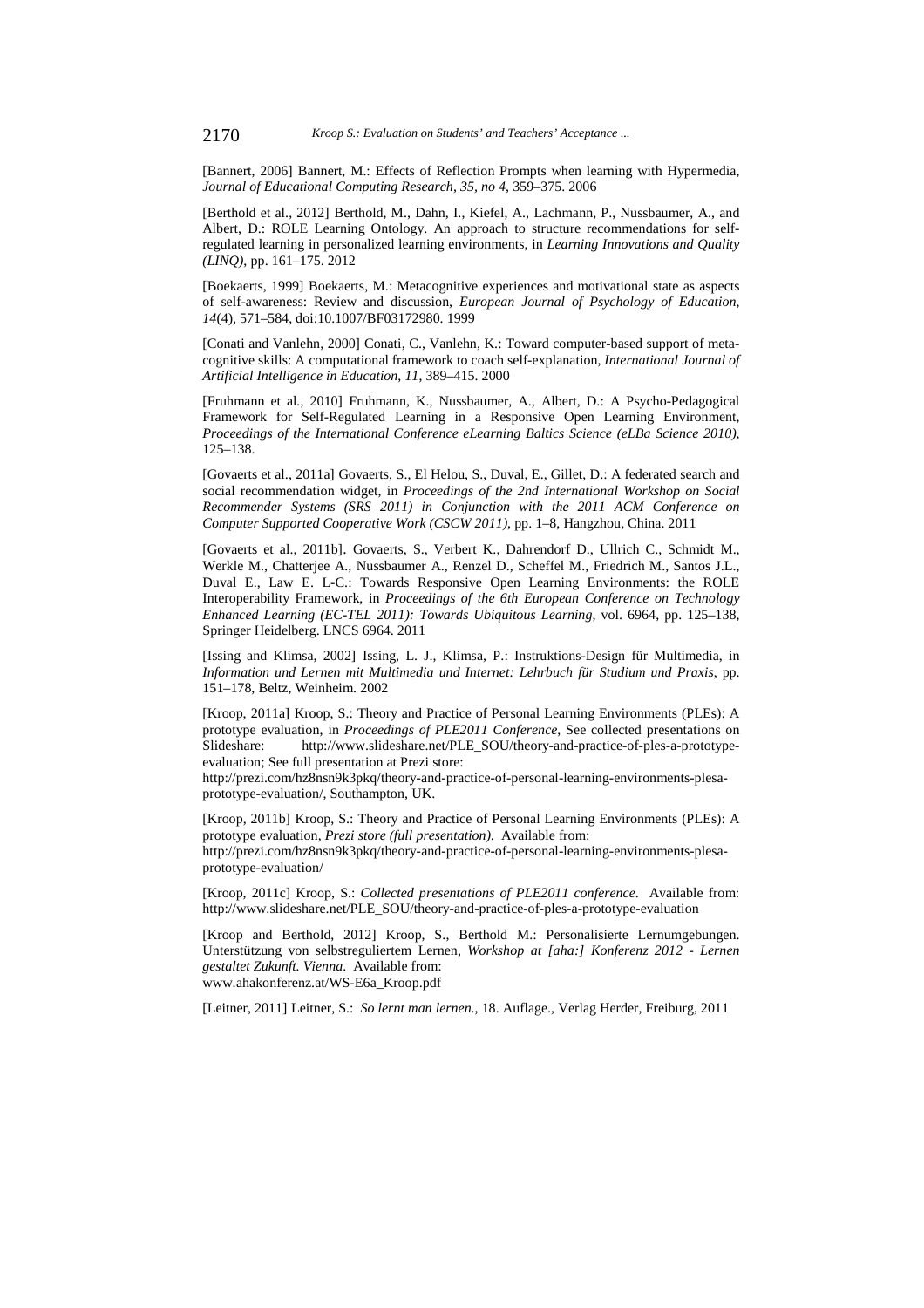[Bannert, 2006] Bannert, M.: Effects of Reflection Prompts when learning with Hypermedia, *Journal of Educational Computing Research, 35, no 4*, 359–375. 2006

[Berthold et al., 2012] Berthold, M., Dahn, I., Kiefel, A., Lachmann, P., Nussbaumer, A., and Albert, D.: ROLE Learning Ontology. An approach to structure recommendations for self-regulated learning in personalized learning environments, in *Learning Innovations and Quality (LINQ)*, pp. 161–175. 2012

[Boekaerts, 1999] Boekaerts, M.: Metacognitive experiences and motivational state as aspects of self-awareness: Review and discussion, *European Journal of Psychology of Education, 14*(4), 571–584, doi:10.1007/BF03172980. 1999

[Conati and Vanlehn, 2000] Conati, C., Vanlehn, K.: Toward computer-based support of meta-cognitive skills: A computational framework to coach self-explanation, *International Journal of Artificial Intelligence in Education, 11*, 389–415. 2000

[Fruhmann et al., 2010] Fruhmann, K., Nussbaumer, A., Albert, D.: A Psycho-Pedagogical Framework for Self-Regulated Learning in a Responsive Open Learning Environment, *Proceedings of the International Conference eLearning Baltics Science (eLBa Science 2010)*, 125–138.

[Govaerts et al., 2011a] Govaerts, S., El Helou, S., Duval, E., Gillet, D.: A federated search and social recommendation widget, in *Proceedings of the 2nd International Workshop on Social Recommender Systems (SRS 2011) in Conjunction with the 2011 ACM Conference on Computer Supported Cooperative Work (CSCW 2011)*, pp. 1–8, Hangzhou, China. 2011

[Govaerts et al., 2011b]. Govaerts, S., Verbert K., Dahrendorf D., Ullrich C., Schmidt M., Werkle M., Chatterjee A., Nussbaumer A., Renzel D., Scheffel M., Friedrich M., Santos J.L., Duval E., Law E. L-C.: Towards Responsive Open Learning Environments: the ROLE Interoperability Framework, in *Proceedings of the 6th European Conference on Technology Enhanced Learning (EC-TEL 2011): Towards Ubiquitous Learning*, vol. 6964, pp. 125–138, Springer Heidelberg. LNCS 6964. 2011

[Issing and Klimsa, 2002] Issing, L. J., Klimsa, P.: Instruktions-Design für Multimedia, in *Information und Lernen mit Multimedia und Internet: Lehrbuch für Studium und Praxis*, pp. 151–178, Beltz, Weinheim. 2002

[Kroop, 2011a] Kroop, S.: Theory and Practice of Personal Learning Environments (PLEs): A prototype evaluation, in *Proceedings of PLE2011 Conference*, See collected presentations on Slideshare: http://www.slideshare.net/PLE_SOU/theory-and-practice-of-ples-a-prototype-evaluation; See full presentation at Prezi store:
http://prezi.com/hz8nsn9k3pkq/theory-and-practice-of-personal-learning-environments-plesa-prototype-evaluation/, Southampton, UK.

[Kroop, 2011b] Kroop, S.: Theory and Practice of Personal Learning Environments (PLEs): A prototype evaluation, *Prezi store (full presentation)*. Available from:
http://prezi.com/hz8nsn9k3pkq/theory-and-practice-of-personal-learning-environments-plesa-prototype-evaluation/

[Kroop, 2011c] Kroop, S.: *Collected presentations of PLE2011 conference*. Available from: http://www.slideshare.net/PLE_SOU/theory-and-practice-of-ples-a-prototype-evaluation

[Kroop and Berthold, 2012] Kroop, S., Berthold M.: Personalisierte Lernumgebungen. Unterstützung von selbstreguliertem Lernen, *Workshop at [aha:] Konferenz 2012 - Lernen gestaltet Zukunft. Vienna*. Available from:
www.ahakonferenz.at/WS-E6a_Kroop.pdf

[Leitner, 2011] Leitner, S.: *So lernt man lernen.*, 18. Auflage., Verlag Herder, Freiburg, 2011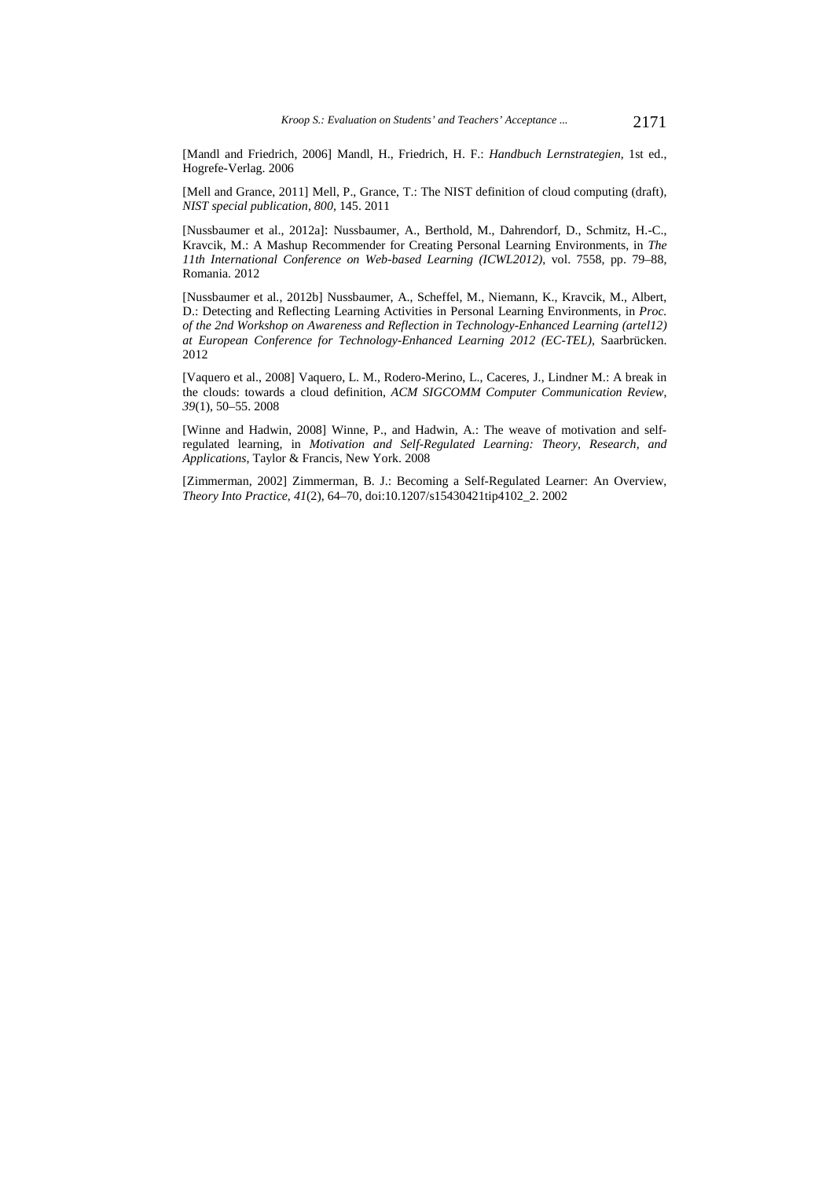[Mandl and Friedrich, 2006] Mandl, H., Friedrich, H. F.: *Handbuch Lernstrategien*, 1st ed., Hogrefe-Verlag. 2006

[Mell and Grance, 2011] Mell, P., Grance, T.: The NIST definition of cloud computing (draft), *NIST special publication*, *800*, 145. 2011

[Nussbaumer et al., 2012a]: Nussbaumer, A., Berthold, M., Dahrendorf, D., Schmitz, H.-C., Kravcik, M.: A Mashup Recommender for Creating Personal Learning Environments, in *The 11th International Conference on Web-based Learning (ICWL2012)*, vol. 7558, pp. 79–88, Romania. 2012

[Nussbaumer et al., 2012b] Nussbaumer, A., Scheffel, M., Niemann, K., Kravcik, M., Albert, D.: Detecting and Reflecting Learning Activities in Personal Learning Environments, in *Proc. of the 2nd Workshop on Awareness and Reflection in Technology-Enhanced Learning (artel12) at European Conference for Technology-Enhanced Learning 2012 (EC-TEL)*, Saarbrücken. 2012

[Vaquero et al., 2008] Vaquero, L. M., Rodero-Merino, L., Caceres, J., Lindner M.: A break in the clouds: towards a cloud definition, *ACM SIGCOMM Computer Communication Review*, *39*(1), 50–55. 2008

[Winne and Hadwin, 2008] Winne, P., and Hadwin, A.: The weave of motivation and self-regulated learning, in *Motivation and Self-Regulated Learning: Theory, Research, and Applications*, Taylor & Francis, New York. 2008

[Zimmerman, 2002] Zimmerman, B. J.: Becoming a Self-Regulated Learner: An Overview, *Theory Into Practice*, *41*(2), 64–70, doi:10.1207/s15430421tip4102_2. 2002